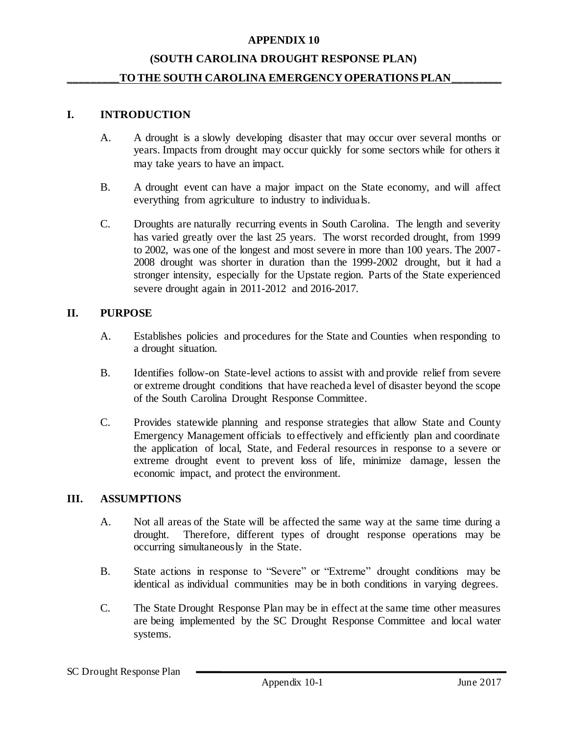# APPENDIX 10

## (SOUTH CAROLINA DROUGHT RESPONSE PLAN)

## TO THE SOUTH CAROLINA EMERGENCY OPERATIONS PLAN

## I. INTRODUCTION

A. A drought is a slowly developing disaster that may occur over several months or years. Impacts from drought may occur quickly for some sectors while for others it may take years to have an impact.

B. A drought event can have a major impact on the State economy, and will affect everything from agriculture to industry to individuals.

C. Droughts are naturally recurring events in South Carolina. The length and severity has varied greatly over the last 25 years. The worst recorded drought, from 1999 to 2002, was one of the longest and most severe in more than 100 years. The 2007-2008 drought was shorter in duration than the 1999-2002 drought, but it had a stronger intensity, especially for the Upstate region. Parts of the State experienced severe drought again in 2011-2012 and 2016-2017.

## II. PURPOSE

A. Establishes policies and procedures for the State and Counties when responding to a drought situation.

B. Identifies follow-on State-level actions to assist with and provide relief from severe or extreme drought conditions that have reached a level of disaster beyond the scope of the South Carolina Drought Response Committee.

C. Provides statewide planning and response strategies that allow State and County Emergency Management officials to effectively and efficiently plan and coordinate the application of local, State, and Federal resources in response to a severe or extreme drought event to prevent loss of life, minimize damage, lessen the economic impact, and protect the environment.

## III. ASSUMPTIONS

A. Not all areas of the State will be affected the same way at the same time during a drought. Therefore, different types of drought response operations may be occurring simultaneously in the State.

B. State actions in response to "Severe" or "Extreme" drought conditions may be identical as individual communities may be in both conditions in varying degrees.

C. The State Drought Response Plan may be in effect at the same time other measures are being implemented by the SC Drought Response Committee and local water systems.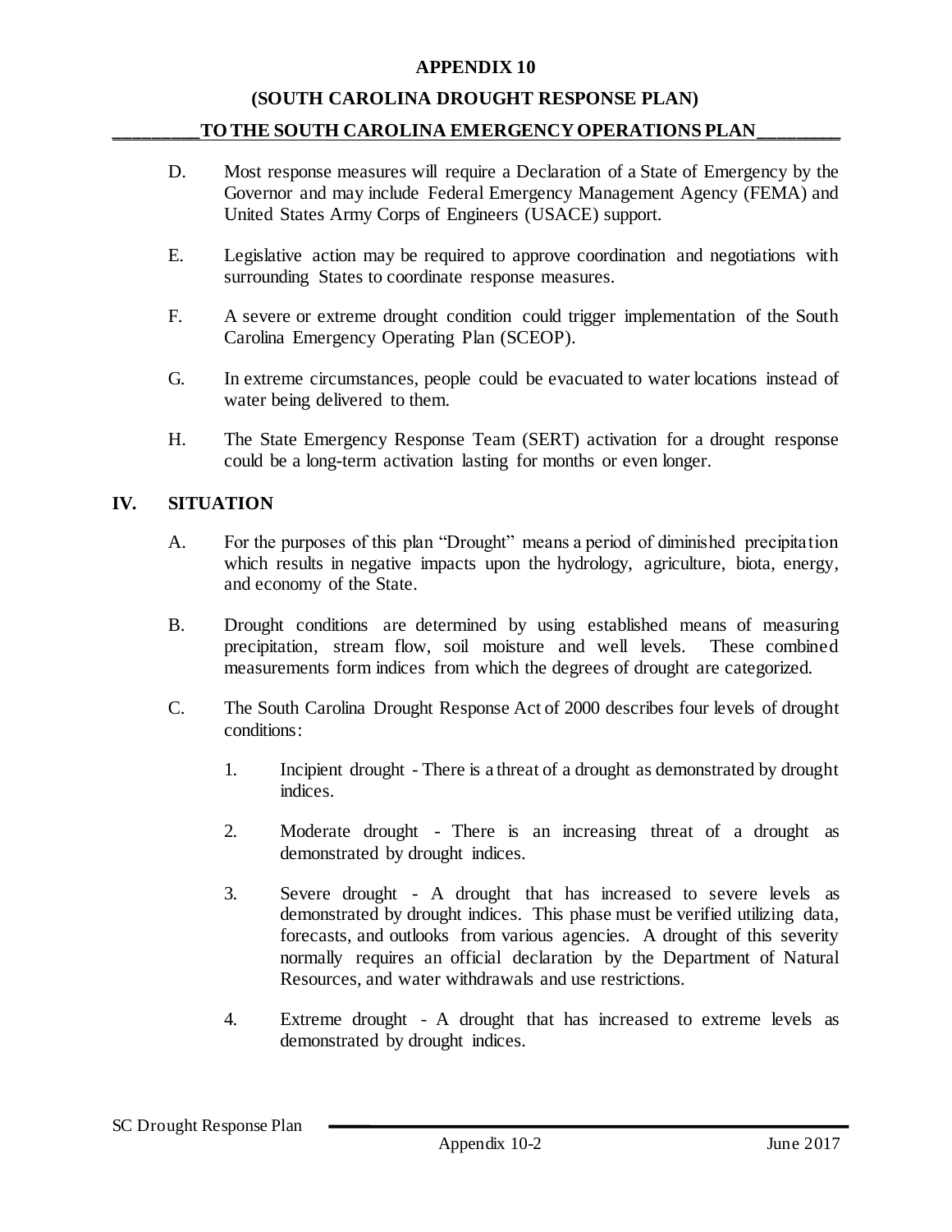D. Most response measures will require a Declaration of a State of Emergency by the Governor and may include Federal Emergency Management Agency (FEMA) and United States Army Corps of Engineers (USACE) support.

E. Legislative action may be required to approve coordination and negotiations with surrounding States to coordinate response measures.

F. A severe or extreme drought condition could trigger implementation of the South Carolina Emergency Operating Plan (SCEOP).

G. In extreme circumstances, people could be evacuated to water locations instead of water being delivered to them.

H. The State Emergency Response Team (SERT) activation for a drought response could be a long-term activation lasting for months or even longer.

## IV. SITUATION

A. For the purposes of this plan "Drought" means a period of diminished precipitation which results in negative impacts upon the hydrology, agriculture, biota, energy, and economy of the State.

B. Drought conditions are determined by using established means of measuring precipitation, stream flow, soil moisture and well levels. These combined measurements form indices from which the degrees of drought are categorized.

C. The South Carolina Drought Response Act of 2000 describes four levels of drought conditions:

1. Incipient drought - There is a threat of a drought as demonstrated by drought indices.

2. Moderate drought - There is an increasing threat of a drought as demonstrated by drought indices.

3. Severe drought - A drought that has increased to severe levels as demonstrated by drought indices. This phase must be verified utilizing data, forecasts, and outlooks from various agencies. A drought of this severity normally requires an official declaration by the Department of Natural Resources, and water withdrawals and use restrictions.

4. Extreme drought - A drought that has increased to extreme levels as demonstrated by drought indices.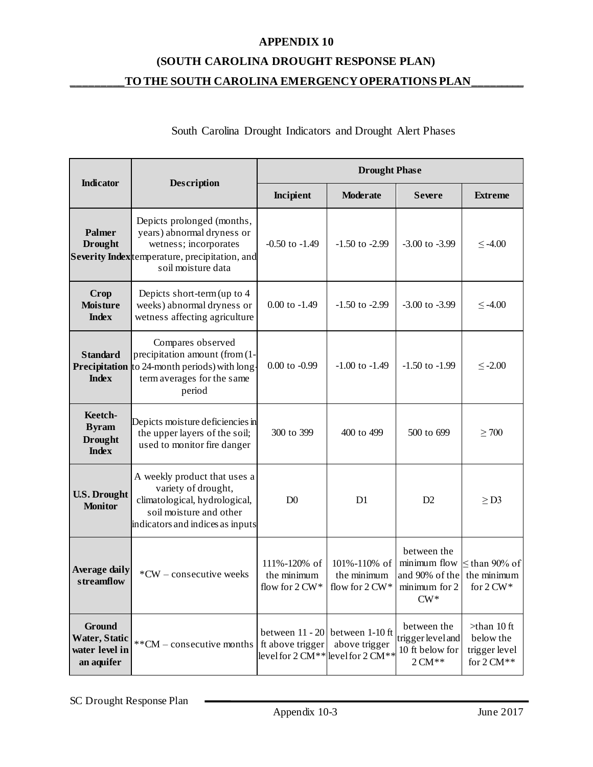# APPENDIX 10

## (SOUTH CAROLINA DROUGHT RESPONSE PLAN)

## TO THE SOUTH CAROLINA EMERGENCY OPERATIONS PLAN

South Carolina Drought Indicators and Drought Alert Phases

| Indicator | Description | Drought Phase | | | |
|---|---|---|---|---|---|
| | | Incipient | Moderate | Severe | Extreme |
| **Palmer Drought Severity Index** | Depicts prolonged (months, years) abnormal dryness or wetness; incorporates temperature, precipitation, and soil moisture data | -0.50 to -1.49 | -1.50 to -2.99 | -3.00 to -3.99 | ≤ -4.00 |
| **Crop Moisture Index** | Depicts short-term (up to 4 weeks) abnormal dryness or wetness affecting agriculture | 0.00 to -1.49 | -1.50 to -2.99 | -3.00 to -3.99 | ≤ -4.00 |
| **Standard Precipitation Index** | Compares observed precipitation amount (from (1- to 24-month periods) with long-term averages for the same period | 0.00 to -0.99 | -1.00 to -1.49 | -1.50 to -1.99 | ≤ -2.00 |
| **Keetch-Byram Drought Index** | Depicts moisture deficiencies in the upper layers of the soil; used to monitor fire danger | 300 to 399 | 400 to 499 | 500 to 699 | ≥ 700 |
| **U.S. Drought Monitor** | A weekly product that uses a variety of drought, climatological, hydrological, soil moisture and other indicators and indices as inputs | D0 | D1 | D2 | ≥ D3 |
| **Average daily streamflow** | *CW – consecutive weeks | 111%-120% of the minimum flow for 2 CW* | 101%-110% of the minimum flow for 2 CW* | between the minimum flow and 90% of the minimum for 2 CW* | ≤ than 90% of the minimum for 2 CW* |
| **Ground Water, Static water level in an aquifer** | **CM – consecutive months | between 11 - 20 ft above trigger level for 2 CM** | between 1-10 ft above trigger level for 2 CM** | between the trigger level and 10 ft below for 2 CM** | >than 10 ft below the trigger level for 2 CM** |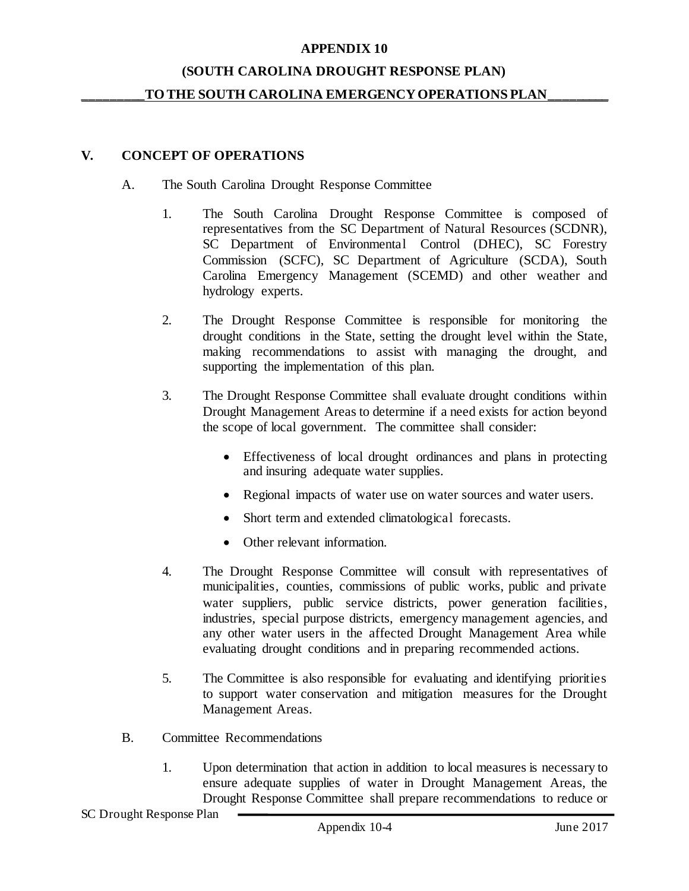## V. CONCEPT OF OPERATIONS

A. The South Carolina Drought Response Committee

1. The South Carolina Drought Response Committee is composed of representatives from the SC Department of Natural Resources (SCDNR), SC Department of Environmental Control (DHEC), SC Forestry Commission (SCFC), SC Department of Agriculture (SCDA), South Carolina Emergency Management (SCEMD) and other weather and hydrology experts.

2. The Drought Response Committee is responsible for monitoring the drought conditions in the State, setting the drought level within the State, making recommendations to assist with managing the drought, and supporting the implementation of this plan.

3. The Drought Response Committee shall evaluate drought conditions within Drought Management Areas to determine if a need exists for action beyond the scope of local government. The committee shall consider:

   - Effectiveness of local drought ordinances and plans in protecting and insuring adequate water supplies.
   - Regional impacts of water use on water sources and water users.
   - Short term and extended climatological forecasts.
   - Other relevant information.

4. The Drought Response Committee will consult with representatives of municipalities, counties, commissions of public works, public and private water suppliers, public service districts, power generation facilities, industries, special purpose districts, emergency management agencies, and any other water users in the affected Drought Management Area while evaluating drought conditions and in preparing recommended actions.

5. The Committee is also responsible for evaluating and identifying priorities to support water conservation and mitigation measures for the Drought Management Areas.

B. Committee Recommendations

1. Upon determination that action in addition to local measures is necessary to ensure adequate supplies of water in Drought Management Areas, the Drought Response Committee shall prepare recommendations to reduce or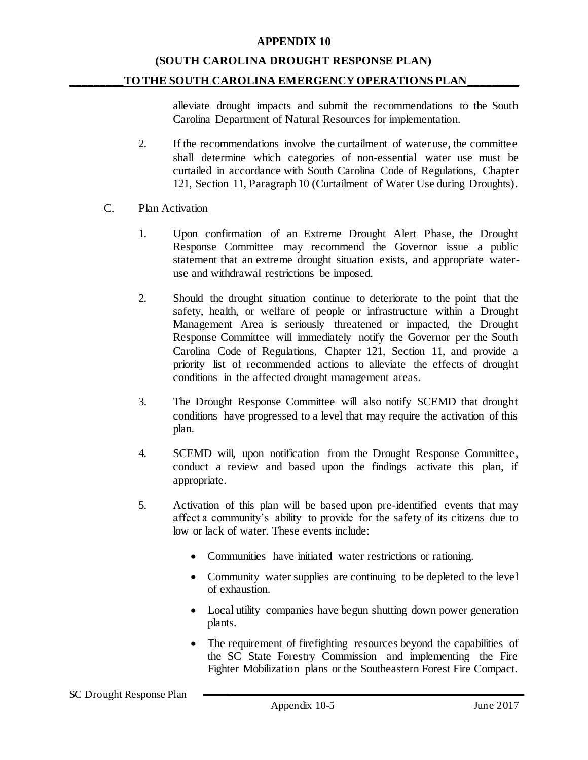alleviate drought impacts and submit the recommendations to the South Carolina Department of Natural Resources for implementation.

2. If the recommendations involve the curtailment of water use, the committee shall determine which categories of non-essential water use must be curtailed in accordance with South Carolina Code of Regulations, Chapter 121, Section 11, Paragraph 10 (Curtailment of Water Use during Droughts).

C. Plan Activation

1. Upon confirmation of an Extreme Drought Alert Phase, the Drought Response Committee may recommend the Governor issue a public statement that an extreme drought situation exists, and appropriate water-use and withdrawal restrictions be imposed.

2. Should the drought situation continue to deteriorate to the point that the safety, health, or welfare of people or infrastructure within a Drought Management Area is seriously threatened or impacted, the Drought Response Committee will immediately notify the Governor per the South Carolina Code of Regulations, Chapter 121, Section 11, and provide a priority list of recommended actions to alleviate the effects of drought conditions in the affected drought management areas.

3. The Drought Response Committee will also notify SCEMD that drought conditions have progressed to a level that may require the activation of this plan.

4. SCEMD will, upon notification from the Drought Response Committee, conduct a review and based upon the findings activate this plan, if appropriate.

5. Activation of this plan will be based upon pre-identified events that may affect a community's ability to provide for the safety of its citizens due to low or lack of water. These events include:

   - Communities have initiated water restrictions or rationing.
   - Community water supplies are continuing to be depleted to the level of exhaustion.
   - Local utility companies have begun shutting down power generation plants.
   - The requirement of firefighting resources beyond the capabilities of the SC State Forestry Commission and implementing the Fire Fighter Mobilization plans or the Southeastern Forest Fire Compact.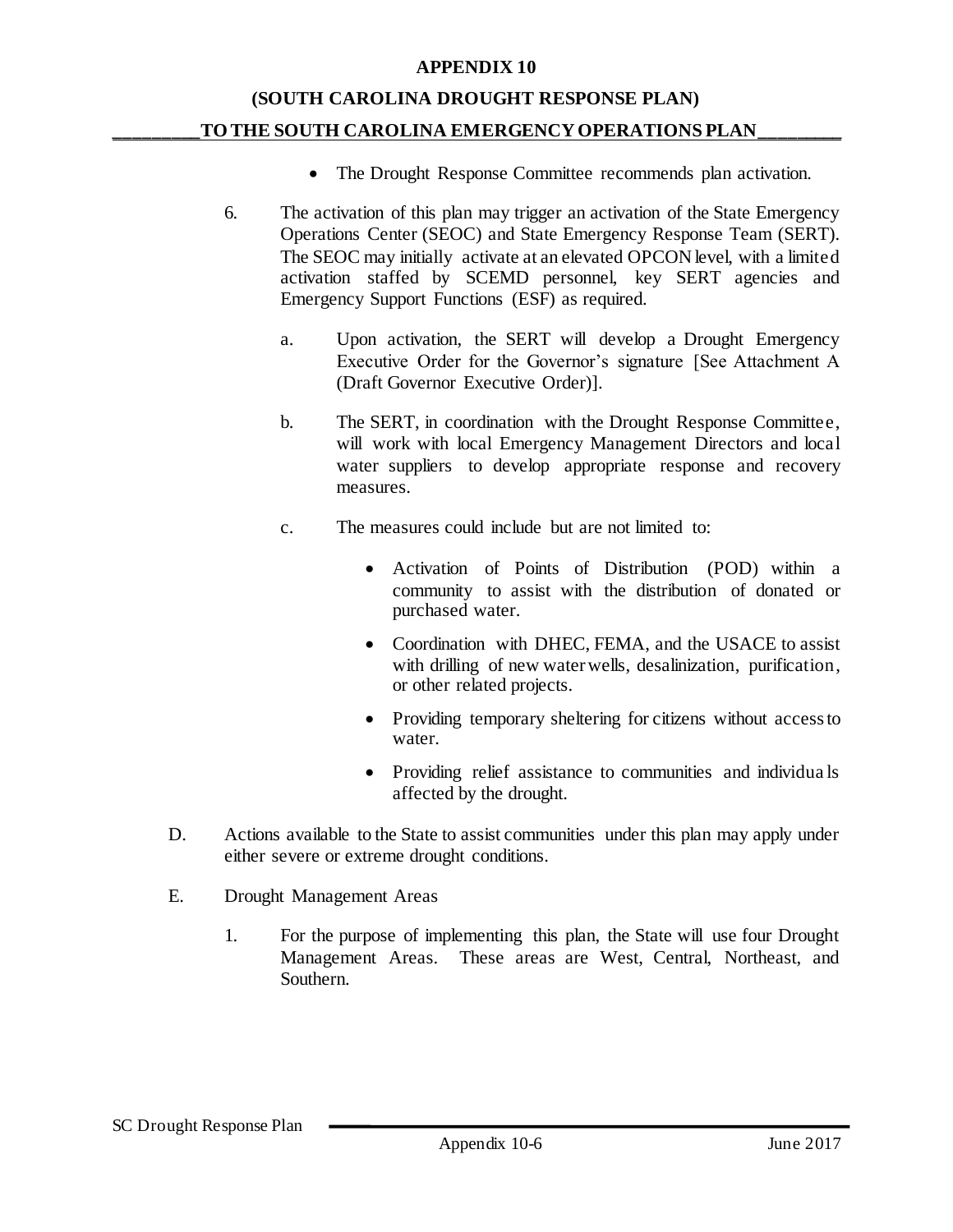- The Drought Response Committee recommends plan activation.

6. The activation of this plan may trigger an activation of the State Emergency Operations Center (SEOC) and State Emergency Response Team (SERT). The SEOC may initially activate at an elevated OPCON level, with a limited activation staffed by SCEMD personnel, key SERT agencies and Emergency Support Functions (ESF) as required.

    a. Upon activation, the SERT will develop a Drought Emergency Executive Order for the Governor's signature [See Attachment A (Draft Governor Executive Order)].

    b. The SERT, in coordination with the Drought Response Committee, will work with local Emergency Management Directors and local water suppliers to develop appropriate response and recovery measures.

    c. The measures could include but are not limited to:

        - Activation of Points of Distribution (POD) within a community to assist with the distribution of donated or purchased water.
        - Coordination with DHEC, FEMA, and the USACE to assist with drilling of new water wells, desalinization, purification, or other related projects.
        - Providing temporary sheltering for citizens without access to water.
        - Providing relief assistance to communities and individuals affected by the drought.

D. Actions available to the State to assist communities under this plan may apply under either severe or extreme drought conditions.

E. Drought Management Areas

1. For the purpose of implementing this plan, the State will use four Drought Management Areas. These areas are West, Central, Northeast, and Southern.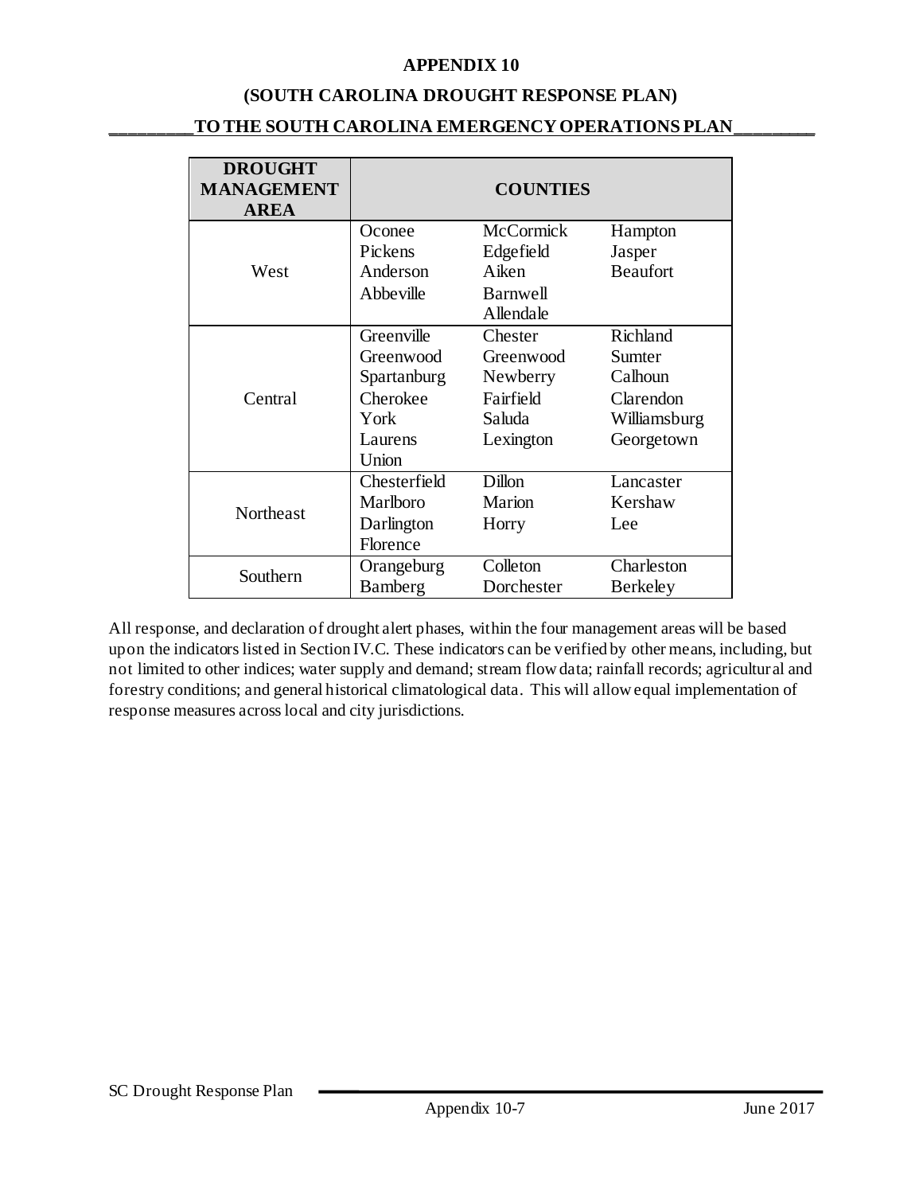**APPENDIX 10**

**(SOUTH CAROLINA DROUGHT RESPONSE PLAN)**

**TO THE SOUTH CAROLINA EMERGENCY OPERATIONS PLAN**

| DROUGHT MANAGEMENT AREA | COUNTIES | | |
|---|---|---|---|
| West | Oconee<br>Pickens<br>Anderson<br>Abbeville | McCormick<br>Edgefield<br>Aiken<br>Barnwell<br>Allendale | Hampton<br>Jasper<br>Beaufort |
| Central | Greenville<br>Greenwood<br>Spartanburg<br>Cherokee<br>York<br>Laurens<br>Union | Chester<br>Greenwood<br>Newberry<br>Fairfield<br>Saluda<br>Lexington | Richland<br>Sumter<br>Calhoun<br>Clarendon<br>Williamsburg<br>Georgetown |
| Northeast | Chesterfield<br>Marlboro<br>Darlington<br>Florence | Dillon<br>Marion<br>Horry | Lancaster<br>Kershaw<br>Lee |
| Southern | Orangeburg<br>Bamberg | Colleton<br>Dorchester | Charleston<br>Berkeley |

All response, and declaration of drought alert phases, within the four management areas will be based upon the indicators listed in Section IV.C. These indicators can be verified by other means, including, but not limited to other indices; water supply and demand; stream flow data; rainfall records; agricultural and forestry conditions; and general historical climatological data. This will allow equal implementation of response measures across local and city jurisdictions.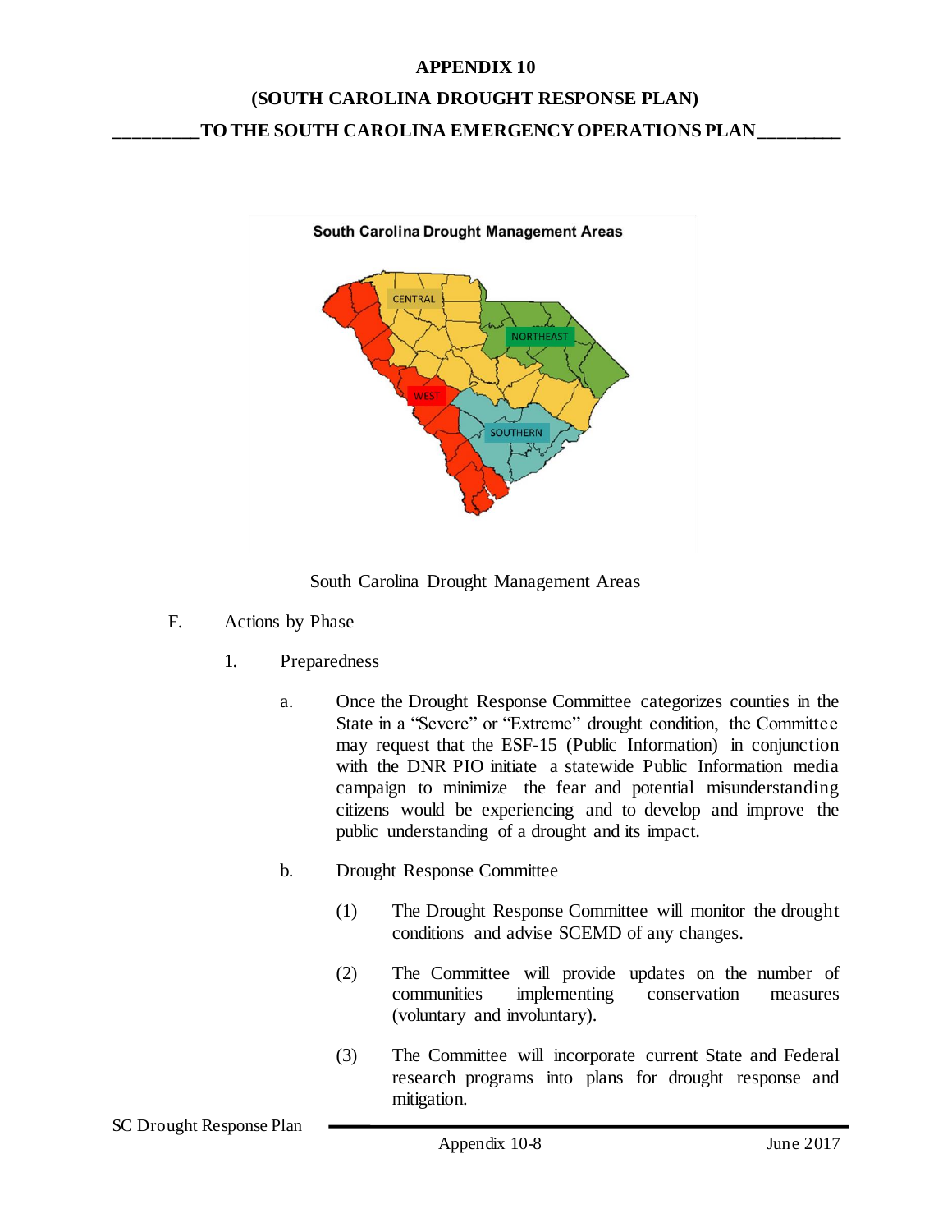**APPENDIX 10**

**(SOUTH CAROLINA DROUGHT RESPONSE PLAN)**

**TO THE SOUTH CAROLINA EMERGENCY OPERATIONS PLAN**

South Carolina Drought Management Areas

F. Actions by Phase

1. Preparedness

a. Once the Drought Response Committee categorizes counties in the State in a "Severe" or "Extreme" drought condition, the Committee may request that the ESF-15 (Public Information) in conjunction with the DNR PIO initiate a statewide Public Information media campaign to minimize the fear and potential misunderstanding citizens would be experiencing and to develop and improve the public understanding of a drought and its impact.

b. Drought Response Committee

(1) The Drought Response Committee will monitor the drought conditions and advise SCEMD of any changes.

(2) The Committee will provide updates on the number of communities implementing conservation measures (voluntary and involuntary).

(3) The Committee will incorporate current State and Federal research programs into plans for drought response and mitigation.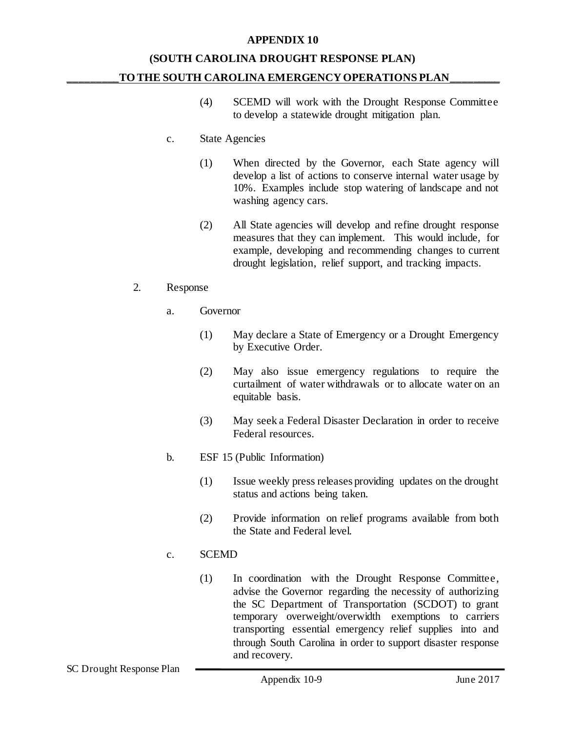(4) SCEMD will work with the Drought Response Committee to develop a statewide drought mitigation plan.

c. State Agencies

(1) When directed by the Governor, each State agency will develop a list of actions to conserve internal water usage by 10%. Examples include stop watering of landscape and not washing agency cars.

(2) All State agencies will develop and refine drought response measures that they can implement. This would include, for example, developing and recommending changes to current drought legislation, relief support, and tracking impacts.

2. Response

a. Governor

(1) May declare a State of Emergency or a Drought Emergency by Executive Order.

(2) May also issue emergency regulations to require the curtailment of water withdrawals or to allocate water on an equitable basis.

(3) May seek a Federal Disaster Declaration in order to receive Federal resources.

b. ESF 15 (Public Information)

(1) Issue weekly press releases providing updates on the drought status and actions being taken.

(2) Provide information on relief programs available from both the State and Federal level.

c. SCEMD

(1) In coordination with the Drought Response Committee, advise the Governor regarding the necessity of authorizing the SC Department of Transportation (SCDOT) to grant temporary overweight/overwidth exemptions to carriers transporting essential emergency relief supplies into and through South Carolina in order to support disaster response and recovery.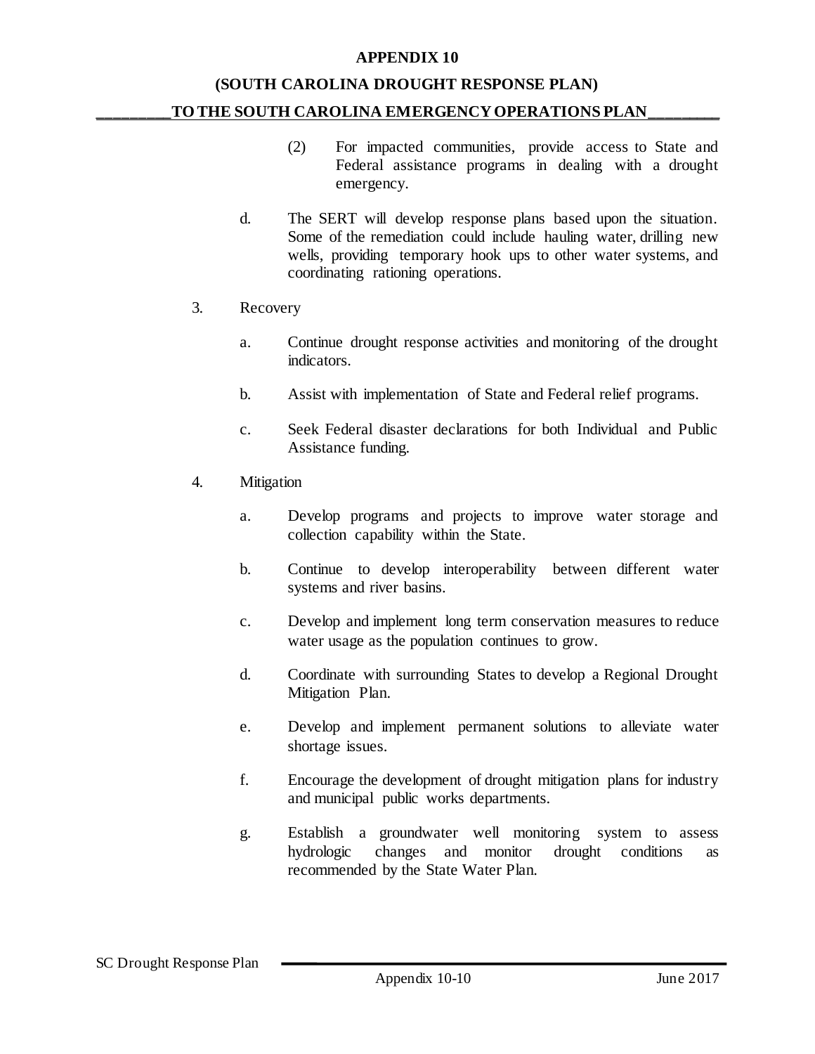(2) For impacted communities, provide access to State and Federal assistance programs in dealing with a drought emergency.

d. The SERT will develop response plans based upon the situation. Some of the remediation could include hauling water, drilling new wells, providing temporary hook ups to other water systems, and coordinating rationing operations.

3. Recovery

   a. Continue drought response activities and monitoring of the drought indicators.

   b. Assist with implementation of State and Federal relief programs.

   c. Seek Federal disaster declarations for both Individual and Public Assistance funding.

4. Mitigation

   a. Develop programs and projects to improve water storage and collection capability within the State.

   b. Continue to develop interoperability between different water systems and river basins.

   c. Develop and implement long term conservation measures to reduce water usage as the population continues to grow.

   d. Coordinate with surrounding States to develop a Regional Drought Mitigation Plan.

   e. Develop and implement permanent solutions to alleviate water shortage issues.

   f. Encourage the development of drought mitigation plans for industry and municipal public works departments.

   g. Establish a groundwater well monitoring system to assess hydrologic changes and monitor drought conditions as recommended by the State Water Plan.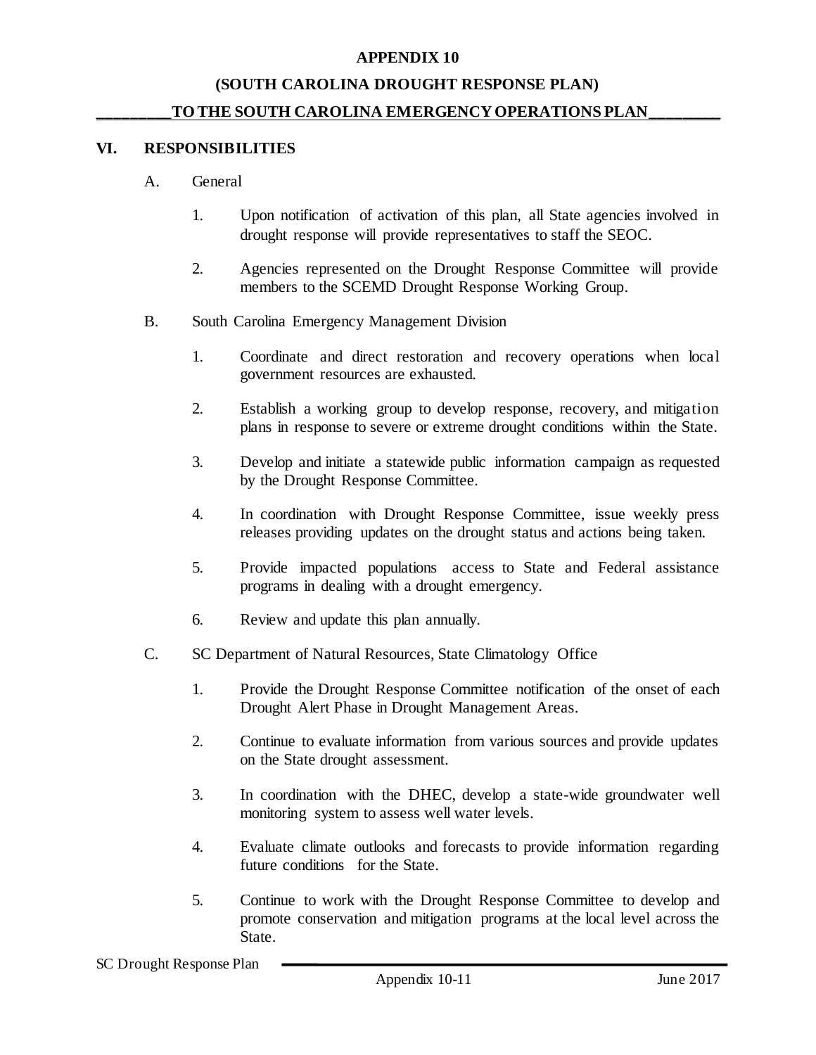## VI. RESPONSIBILITIES

A. General

1. Upon notification of activation of this plan, all State agencies involved in drought response will provide representatives to staff the SEOC.

2. Agencies represented on the Drought Response Committee will provide members to the SCEMD Drought Response Working Group.

B. South Carolina Emergency Management Division

1. Coordinate and direct restoration and recovery operations when local government resources are exhausted.

2. Establish a working group to develop response, recovery, and mitigation plans in response to severe or extreme drought conditions within the State.

3. Develop and initiate a statewide public information campaign as requested by the Drought Response Committee.

4. In coordination with Drought Response Committee, issue weekly press releases providing updates on the drought status and actions being taken.

5. Provide impacted populations access to State and Federal assistance programs in dealing with a drought emergency.

6. Review and update this plan annually.

C. SC Department of Natural Resources, State Climatology Office

1. Provide the Drought Response Committee notification of the onset of each Drought Alert Phase in Drought Management Areas.

2. Continue to evaluate information from various sources and provide updates on the State drought assessment.

3. In coordination with the DHEC, develop a state-wide groundwater well monitoring system to assess well water levels.

4. Evaluate climate outlooks and forecasts to provide information regarding future conditions for the State.

5. Continue to work with the Drought Response Committee to develop and promote conservation and mitigation programs at the local level across the State.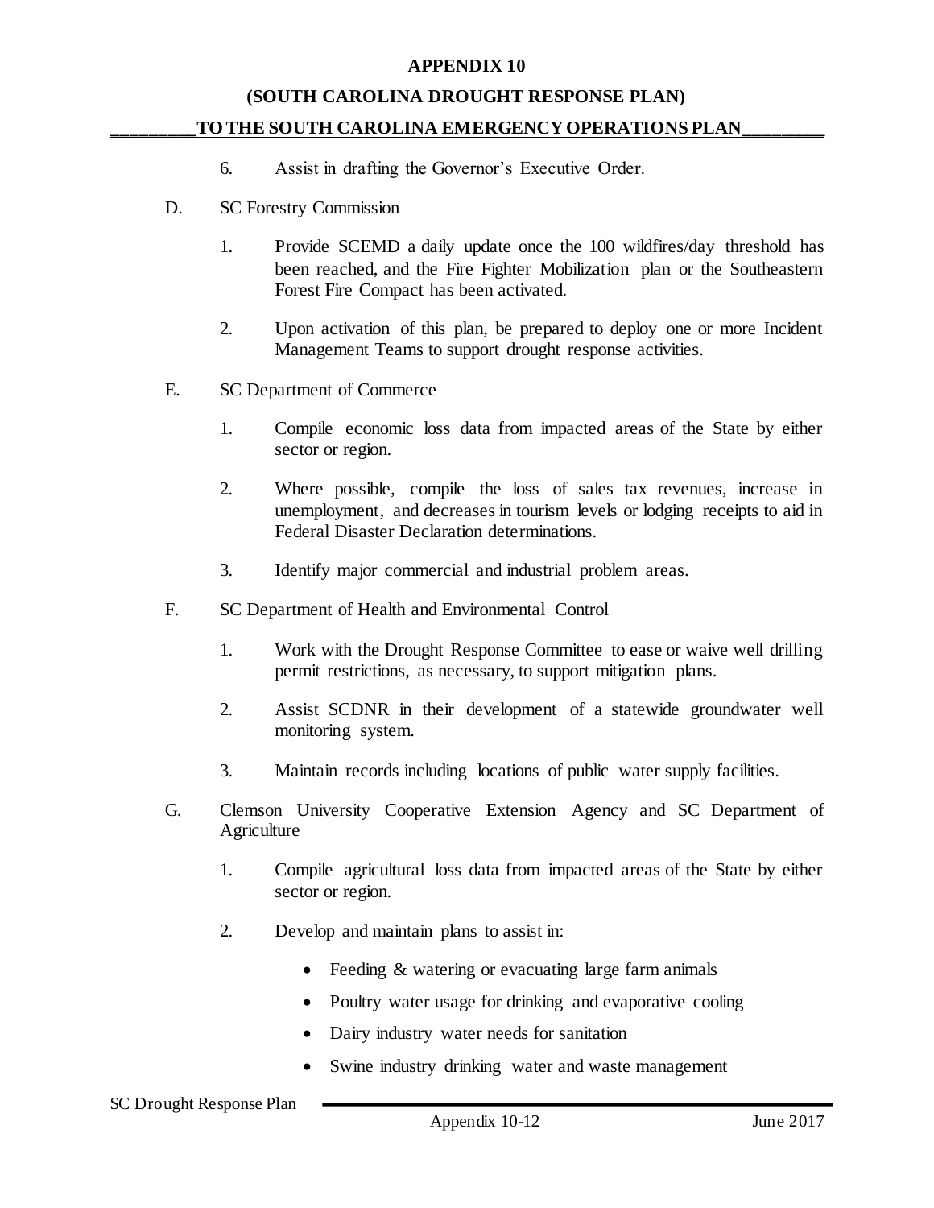6. Assist in drafting the Governor's Executive Order.

D. SC Forestry Commission

1. Provide SCEMD a daily update once the 100 wildfires/day threshold has been reached, and the Fire Fighter Mobilization plan or the Southeastern Forest Fire Compact has been activated.

2. Upon activation of this plan, be prepared to deploy one or more Incident Management Teams to support drought response activities.

E. SC Department of Commerce

1. Compile economic loss data from impacted areas of the State by either sector or region.

2. Where possible, compile the loss of sales tax revenues, increase in unemployment, and decreases in tourism levels or lodging receipts to aid in Federal Disaster Declaration determinations.

3. Identify major commercial and industrial problem areas.

F. SC Department of Health and Environmental Control

1. Work with the Drought Response Committee to ease or waive well drilling permit restrictions, as necessary, to support mitigation plans.

2. Assist SCDNR in their development of a statewide groundwater well monitoring system.

3. Maintain records including locations of public water supply facilities.

G. Clemson University Cooperative Extension Agency and SC Department of Agriculture

1. Compile agricultural loss data from impacted areas of the State by either sector or region.

2. Develop and maintain plans to assist in:

   - Feeding & watering or evacuating large farm animals
   - Poultry water usage for drinking and evaporative cooling
   - Dairy industry water needs for sanitation
   - Swine industry drinking water and waste management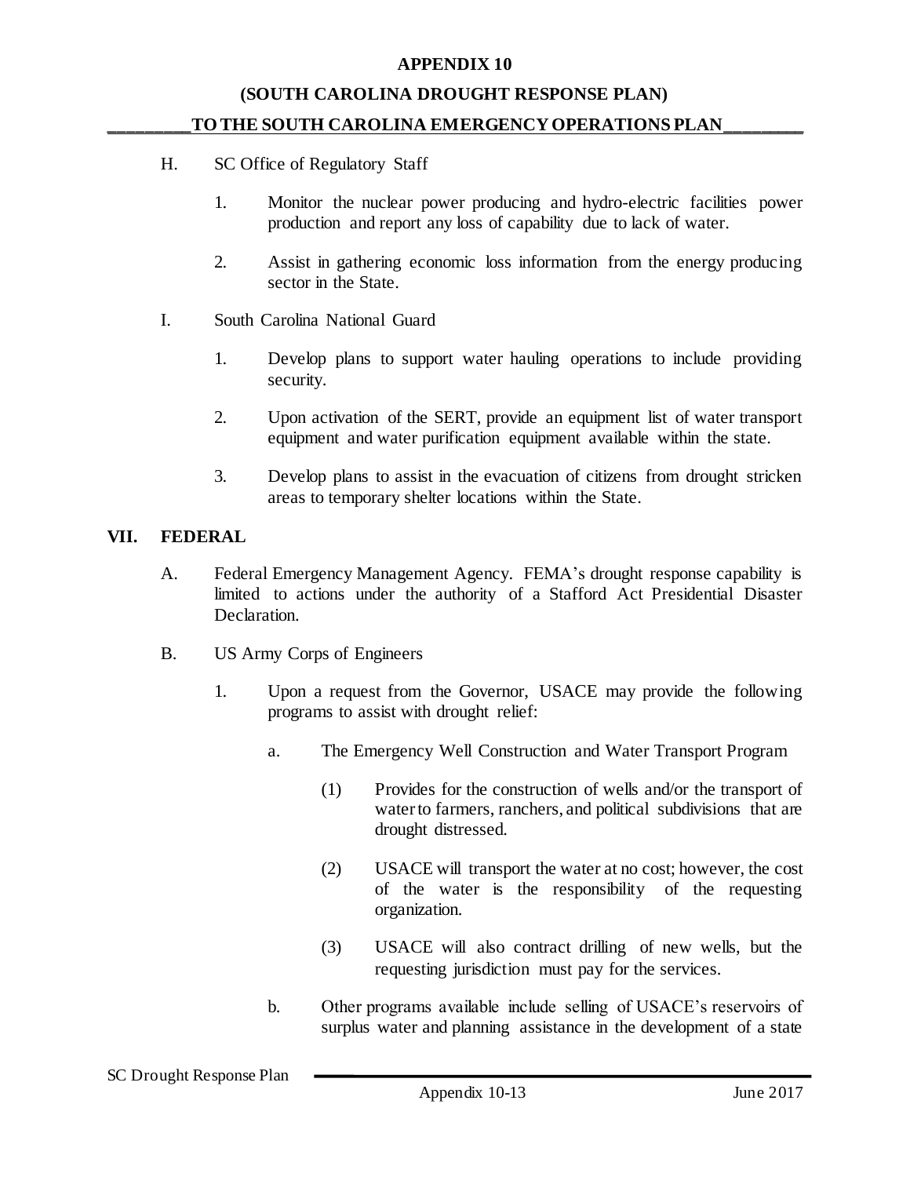H. SC Office of Regulatory Staff

1. Monitor the nuclear power producing and hydro-electric facilities power production and report any loss of capability due to lack of water.

2. Assist in gathering economic loss information from the energy producing sector in the State.

I. South Carolina National Guard

1. Develop plans to support water hauling operations to include providing security.

2. Upon activation of the SERT, provide an equipment list of water transport equipment and water purification equipment available within the state.

3. Develop plans to assist in the evacuation of citizens from drought stricken areas to temporary shelter locations within the State.

## VII. FEDERAL

A. Federal Emergency Management Agency. FEMA's drought response capability is limited to actions under the authority of a Stafford Act Presidential Disaster Declaration.

B. US Army Corps of Engineers

1. Upon a request from the Governor, USACE may provide the following programs to assist with drought relief:

a. The Emergency Well Construction and Water Transport Program

(1) Provides for the construction of wells and/or the transport of water to farmers, ranchers, and political subdivisions that are drought distressed.

(2) USACE will transport the water at no cost; however, the cost of the water is the responsibility of the requesting organization.

(3) USACE will also contract drilling of new wells, but the requesting jurisdiction must pay for the services.

b. Other programs available include selling of USACE's reservoirs of surplus water and planning assistance in the development of a state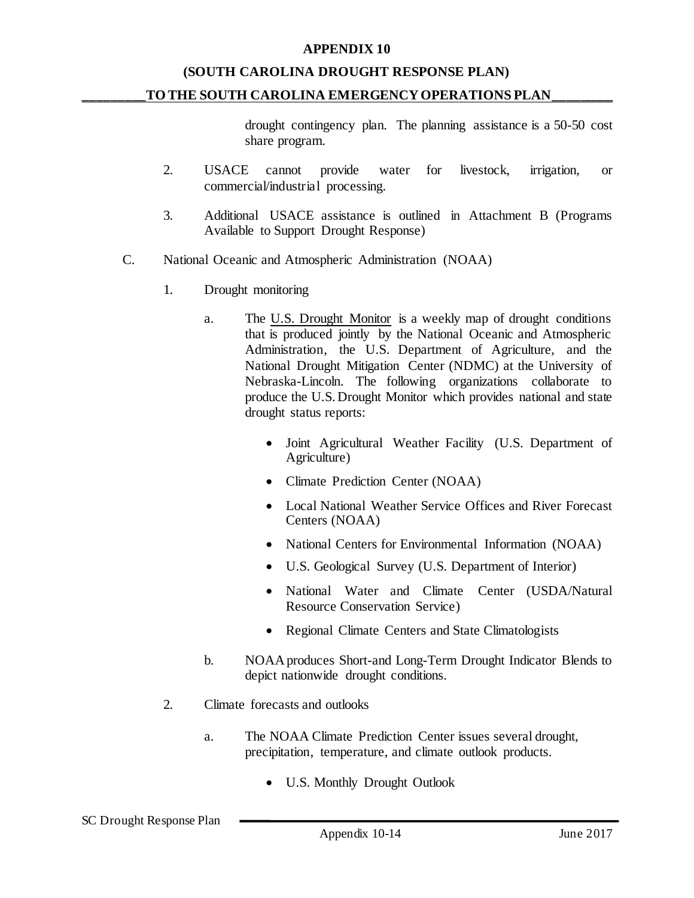drought contingency plan. The planning assistance is a 50-50 cost share program.

2. USACE cannot provide water for livestock, irrigation, or commercial/industrial processing.

3. Additional USACE assistance is outlined in Attachment B (Programs Available to Support Drought Response)

C. National Oceanic and Atmospheric Administration (NOAA)

1. Drought monitoring

   a. The U.S. Drought Monitor is a weekly map of drought conditions that is produced jointly by the National Oceanic and Atmospheric Administration, the U.S. Department of Agriculture, and the National Drought Mitigation Center (NDMC) at the University of Nebraska-Lincoln. The following organizations collaborate to produce the U.S. Drought Monitor which provides national and state drought status reports:

      - Joint Agricultural Weather Facility (U.S. Department of Agriculture)
      - Climate Prediction Center (NOAA)
      - Local National Weather Service Offices and River Forecast Centers (NOAA)
      - National Centers for Environmental Information (NOAA)
      - U.S. Geological Survey (U.S. Department of Interior)
      - National Water and Climate Center (USDA/Natural Resource Conservation Service)
      - Regional Climate Centers and State Climatologists

   b. NOAA produces Short-and Long-Term Drought Indicator Blends to depict nationwide drought conditions.

2. Climate forecasts and outlooks

   a. The NOAA Climate Prediction Center issues several drought, precipitation, temperature, and climate outlook products.

      - U.S. Monthly Drought Outlook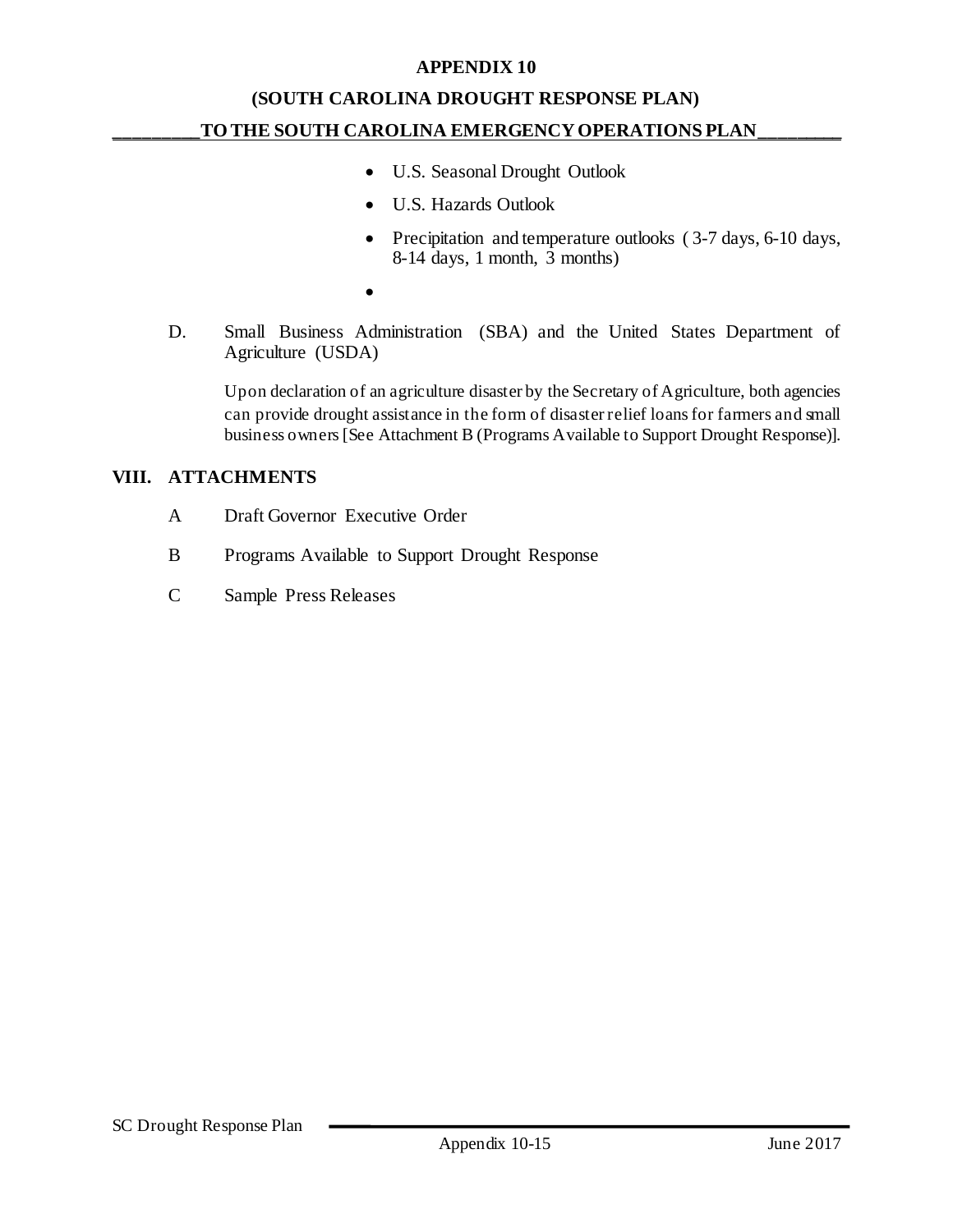- U.S. Seasonal Drought Outlook
- U.S. Hazards Outlook
- Precipitation and temperature outlooks ( 3-7 days, 6-10 days, 8-14 days, 1 month, 3 months)
- 

D. Small Business Administration (SBA) and the United States Department of Agriculture (USDA)

Upon declaration of an agriculture disaster by the Secretary of Agriculture, both agencies can provide drought assistance in the form of disaster relief loans for farmers and small business owners [See Attachment B (Programs Available to Support Drought Response)].

## VIII. ATTACHMENTS

A Draft Governor Executive Order

B Programs Available to Support Drought Response

C Sample Press Releases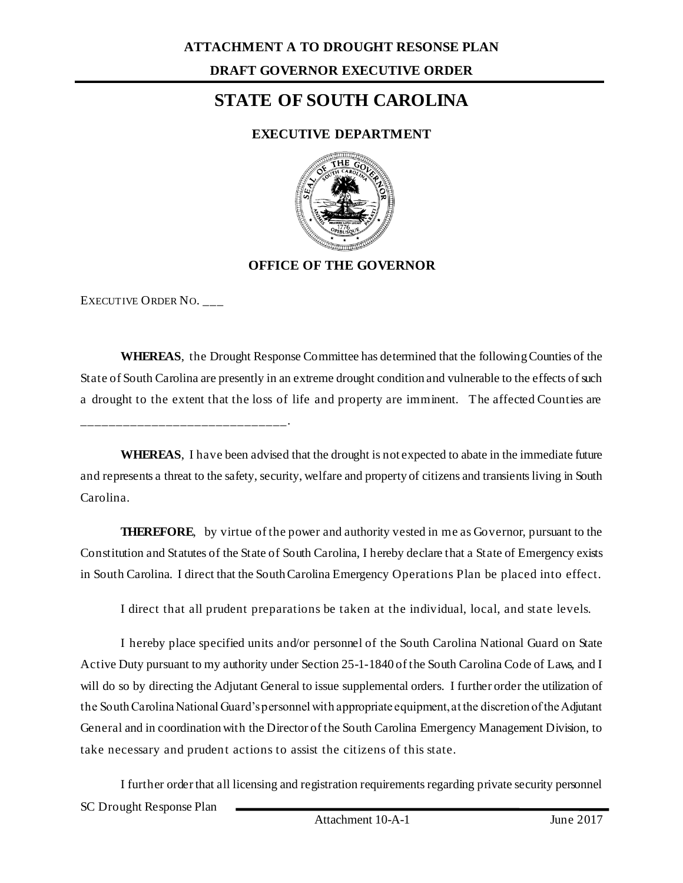**ATTACHMENT A TO DROUGHT RESONSE PLAN**

**DRAFT GOVERNOR EXECUTIVE ORDER**

# STATE OF SOUTH CAROLINA

## EXECUTIVE DEPARTMENT

## OFFICE OF THE GOVERNOR

EXECUTIVE ORDER NO. ___

**WHEREAS**, the Drought Response Committee has determined that the following Counties of the State of South Carolina are presently in an extreme drought condition and vulnerable to the effects of such a drought to the extent that the loss of life and property are imminent. The affected Counties are _____________________________.

**WHEREAS**, I have been advised that the drought is not expected to abate in the immediate future and represents a threat to the safety, security, welfare and property of citizens and transients living in South Carolina.

**THEREFORE**, by virtue of the power and authority vested in me as Governor, pursuant to the Constitution and Statutes of the State of South Carolina, I hereby declare that a State of Emergency exists in South Carolina. I direct that the South Carolina Emergency Operations Plan be placed into effect.

I direct that all prudent preparations be taken at the individual, local, and state levels.

I hereby place specified units and/or personnel of the South Carolina National Guard on State Active Duty pursuant to my authority under Section 25-1-1840 of the South Carolina Code of Laws, and I will do so by directing the Adjutant General to issue supplemental orders. I further order the utilization of the South Carolina National Guard's personnel with appropriate equipment, at the discretion of the Adjutant General and in coordination with the Director of the South Carolina Emergency Management Division, to take necessary and prudent actions to assist the citizens of this state.

I further order that all licensing and registration requirements regarding private security personnel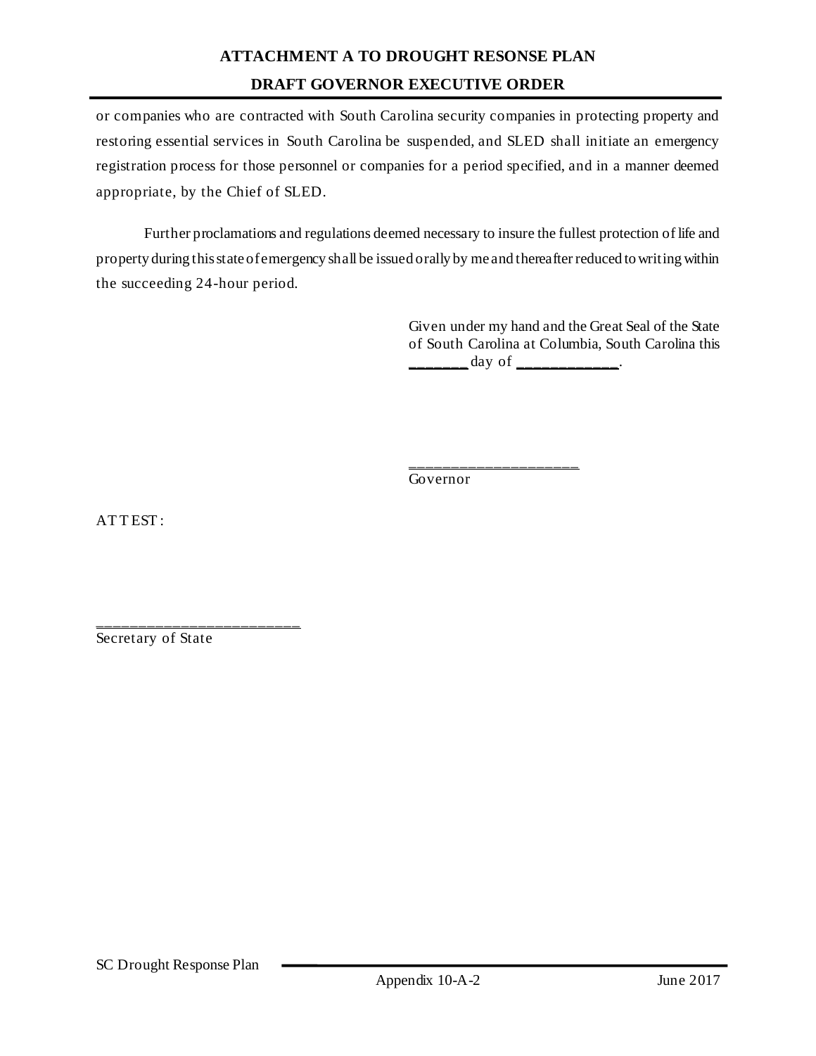or companies who are contracted with South Carolina security companies in protecting property and restoring essential services in South Carolina be suspended, and SLED shall initiate an emergency registration process for those personnel or companies for a period specified, and in a manner deemed appropriate, by the Chief of SLED.

Further proclamations and regulations deemed necessary to insure the fullest protection of life and property during this state of emergency shall be issued orally by me and thereafter reduced to writing within the succeeding 24-hour period.

Given under my hand and the Great Seal of the State of South Carolina at Columbia, South Carolina this _______ day of ____________.

___________________
Governor

ATTEST:

______________________
Secretary of State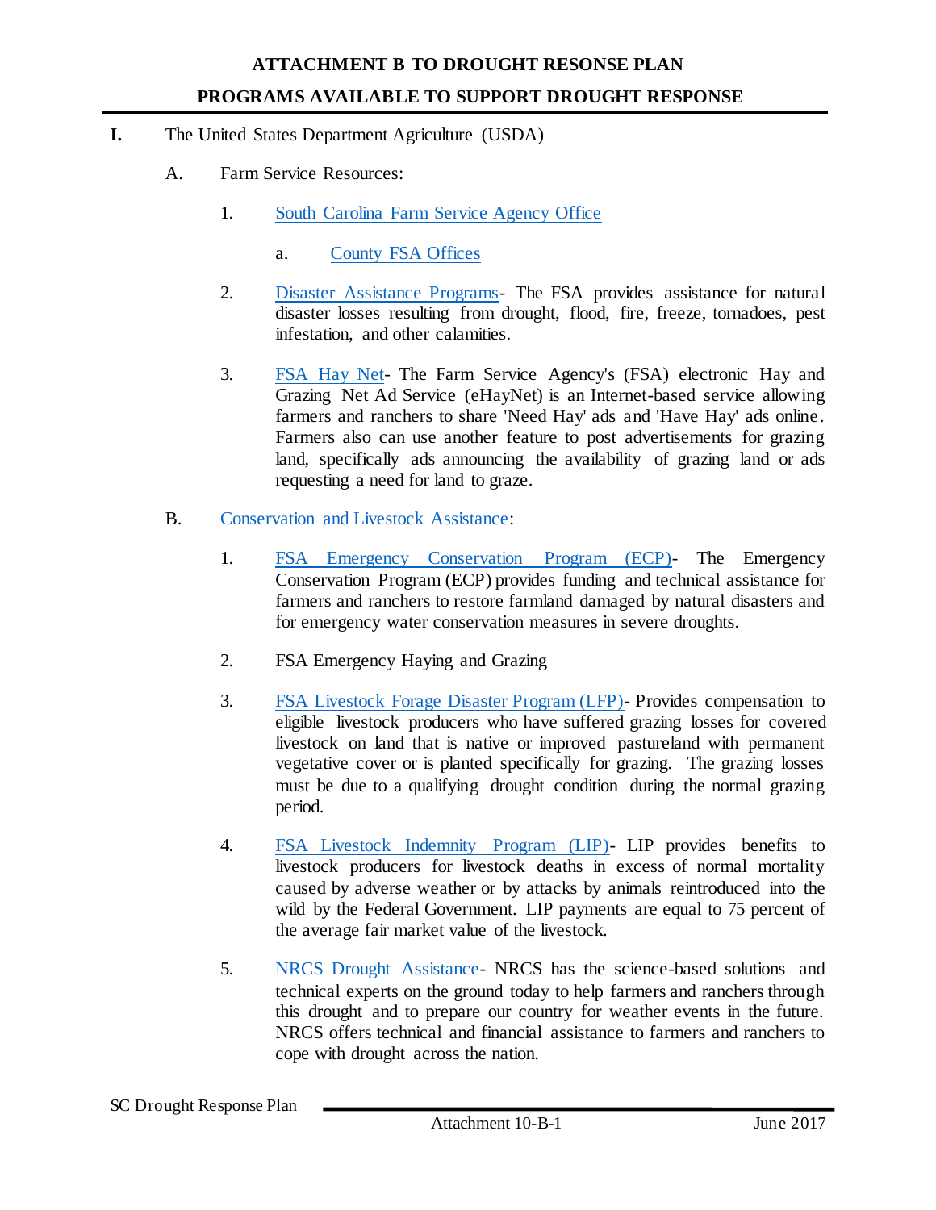# ATTACHMENT B TO DROUGHT RESONSE PLAN

## PROGRAMS AVAILABLE TO SUPPORT DROUGHT RESPONSE

**I.** The United States Department Agriculture (USDA)

A. Farm Service Resources:

1. South Carolina Farm Service Agency Office

   a. County FSA Offices

2. Disaster Assistance Programs- The FSA provides assistance for natural disaster losses resulting from drought, flood, fire, freeze, tornadoes, pest infestation, and other calamities.

3. FSA Hay Net- The Farm Service Agency's (FSA) electronic Hay and Grazing Net Ad Service (eHayNet) is an Internet-based service allowing farmers and ranchers to share 'Need Hay' ads and 'Have Hay' ads online. Farmers also can use another feature to post advertisements for grazing land, specifically ads announcing the availability of grazing land or ads requesting a need for land to graze.

B. Conservation and Livestock Assistance:

1. FSA Emergency Conservation Program (ECP)- The Emergency Conservation Program (ECP) provides funding and technical assistance for farmers and ranchers to restore farmland damaged by natural disasters and for emergency water conservation measures in severe droughts.

2. FSA Emergency Haying and Grazing

3. FSA Livestock Forage Disaster Program (LFP)- Provides compensation to eligible livestock producers who have suffered grazing losses for covered livestock on land that is native or improved pastureland with permanent vegetative cover or is planted specifically for grazing. The grazing losses must be due to a qualifying drought condition during the normal grazing period.

4. FSA Livestock Indemnity Program (LIP)- LIP provides benefits to livestock producers for livestock deaths in excess of normal mortality caused by adverse weather or by attacks by animals reintroduced into the wild by the Federal Government. LIP payments are equal to 75 percent of the average fair market value of the livestock.

5. NRCS Drought Assistance- NRCS has the science-based solutions and technical experts on the ground today to help farmers and ranchers through this drought and to prepare our country for weather events in the future. NRCS offers technical and financial assistance to farmers and ranchers to cope with drought across the nation.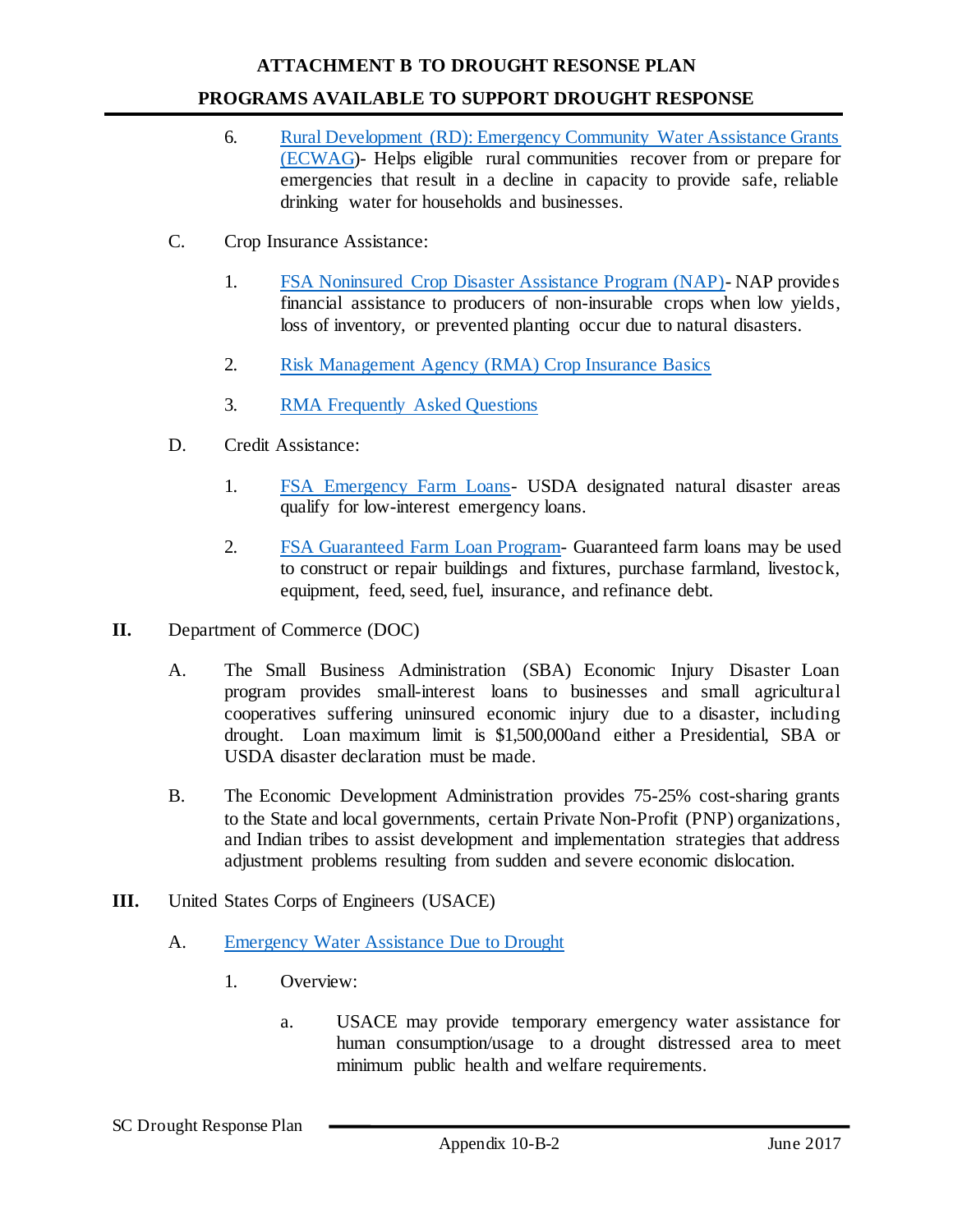6. Rural Development (RD): Emergency Community Water Assistance Grants (ECWAG)- Helps eligible rural communities recover from or prepare for emergencies that result in a decline in capacity to provide safe, reliable drinking water for households and businesses.

C. Crop Insurance Assistance:

1. FSA Noninsured Crop Disaster Assistance Program (NAP)- NAP provides financial assistance to producers of non-insurable crops when low yields, loss of inventory, or prevented planting occur due to natural disasters.

2. Risk Management Agency (RMA) Crop Insurance Basics

3. RMA Frequently Asked Questions

D. Credit Assistance:

1. FSA Emergency Farm Loans- USDA designated natural disaster areas qualify for low-interest emergency loans.

2. FSA Guaranteed Farm Loan Program- Guaranteed farm loans may be used to construct or repair buildings and fixtures, purchase farmland, livestock, equipment, feed, seed, fuel, insurance, and refinance debt.

**II.** Department of Commerce (DOC)

A. The Small Business Administration (SBA) Economic Injury Disaster Loan program provides small-interest loans to businesses and small agricultural cooperatives suffering uninsured economic injury due to a disaster, including drought. Loan maximum limit is $1,500,000and either a Presidential, SBA or USDA disaster declaration must be made.

B. The Economic Development Administration provides 75-25% cost-sharing grants to the State and local governments, certain Private Non-Profit (PNP) organizations, and Indian tribes to assist development and implementation strategies that address adjustment problems resulting from sudden and severe economic dislocation.

**III.** United States Corps of Engineers (USACE)

A. Emergency Water Assistance Due to Drought

1. Overview:

a. USACE may provide temporary emergency water assistance for human consumption/usage to a drought distressed area to meet minimum public health and welfare requirements.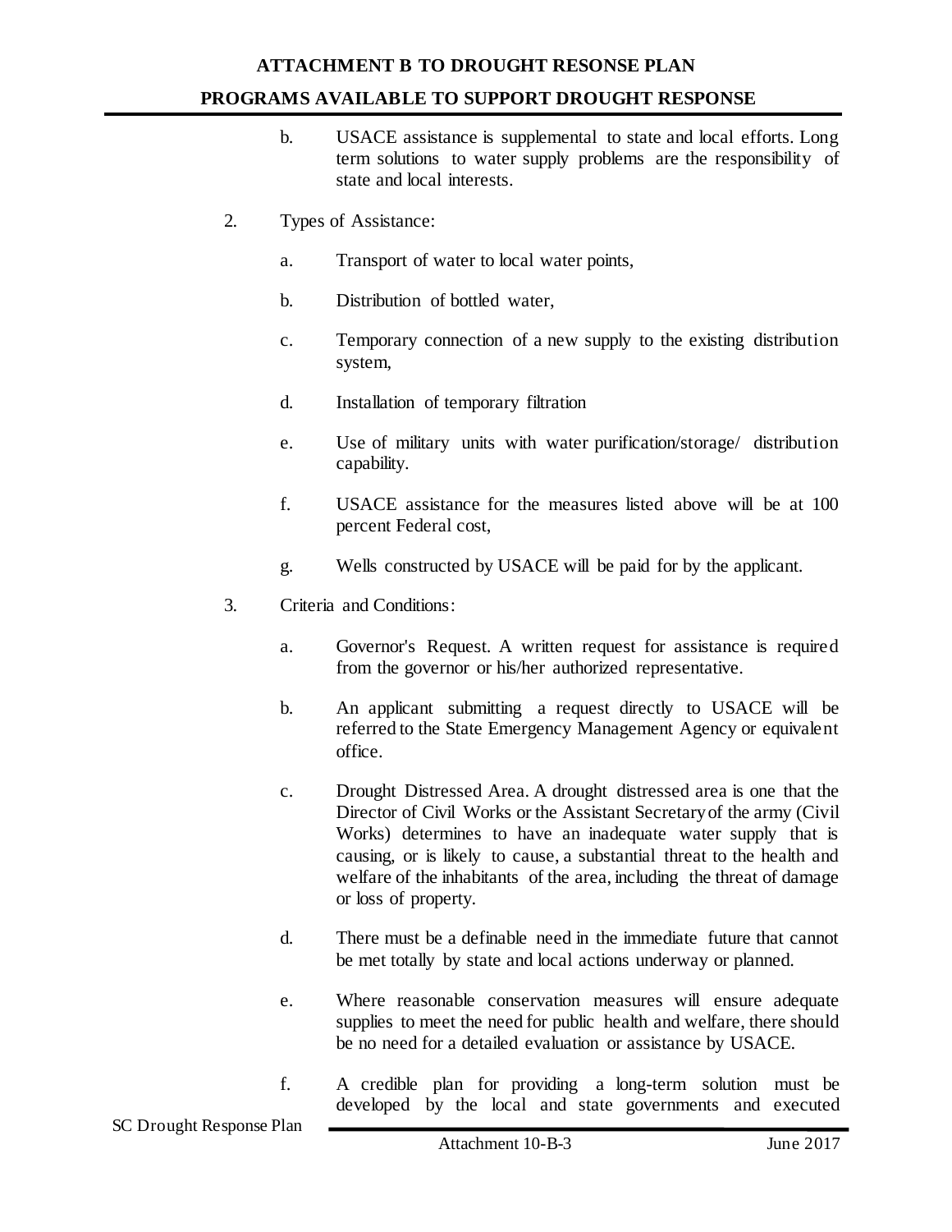b. USACE assistance is supplemental to state and local efforts. Long term solutions to water supply problems are the responsibility of state and local interests.

2. Types of Assistance:

   a. Transport of water to local water points,

   b. Distribution of bottled water,

   c. Temporary connection of a new supply to the existing distribution system,

   d. Installation of temporary filtration

   e. Use of military units with water purification/storage/ distribution capability.

   f. USACE assistance for the measures listed above will be at 100 percent Federal cost,

   g. Wells constructed by USACE will be paid for by the applicant.

3. Criteria and Conditions:

   a. Governor's Request. A written request for assistance is required from the governor or his/her authorized representative.

   b. An applicant submitting a request directly to USACE will be referred to the State Emergency Management Agency or equivalent office.

   c. Drought Distressed Area. A drought distressed area is one that the Director of Civil Works or the Assistant Secretary of the army (Civil Works) determines to have an inadequate water supply that is causing, or is likely to cause, a substantial threat to the health and welfare of the inhabitants of the area, including the threat of damage or loss of property.

   d. There must be a definable need in the immediate future that cannot be met totally by state and local actions underway or planned.

   e. Where reasonable conservation measures will ensure adequate supplies to meet the need for public health and welfare, there should be no need for a detailed evaluation or assistance by USACE.

   f. A credible plan for providing a long-term solution must be developed by the local and state governments and executed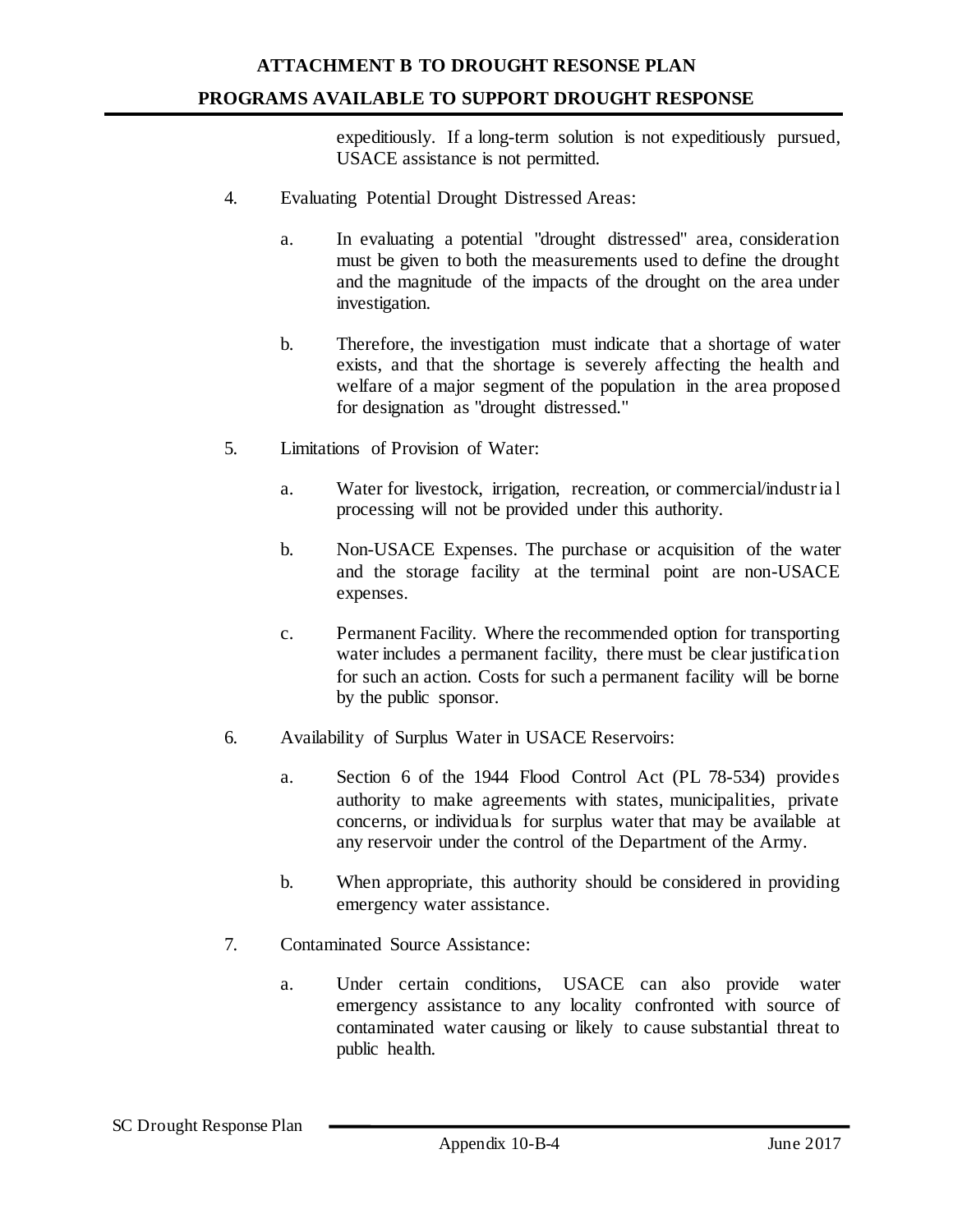expeditiously. If a long-term solution is not expeditiously pursued, USACE assistance is not permitted.

4. Evaluating Potential Drought Distressed Areas:

   a. In evaluating a potential "drought distressed" area, consideration must be given to both the measurements used to define the drought and the magnitude of the impacts of the drought on the area under investigation.

   b. Therefore, the investigation must indicate that a shortage of water exists, and that the shortage is severely affecting the health and welfare of a major segment of the population in the area proposed for designation as "drought distressed."

5. Limitations of Provision of Water:

   a. Water for livestock, irrigation, recreation, or commercial/industrial processing will not be provided under this authority.

   b. Non-USACE Expenses. The purchase or acquisition of the water and the storage facility at the terminal point are non-USACE expenses.

   c. Permanent Facility. Where the recommended option for transporting water includes a permanent facility, there must be clear justification for such an action. Costs for such a permanent facility will be borne by the public sponsor.

6. Availability of Surplus Water in USACE Reservoirs:

   a. Section 6 of the 1944 Flood Control Act (PL 78-534) provides authority to make agreements with states, municipalities, private concerns, or individuals for surplus water that may be available at any reservoir under the control of the Department of the Army.

   b. When appropriate, this authority should be considered in providing emergency water assistance.

7. Contaminated Source Assistance:

   a. Under certain conditions, USACE can also provide water emergency assistance to any locality confronted with source of contaminated water causing or likely to cause substantial threat to public health.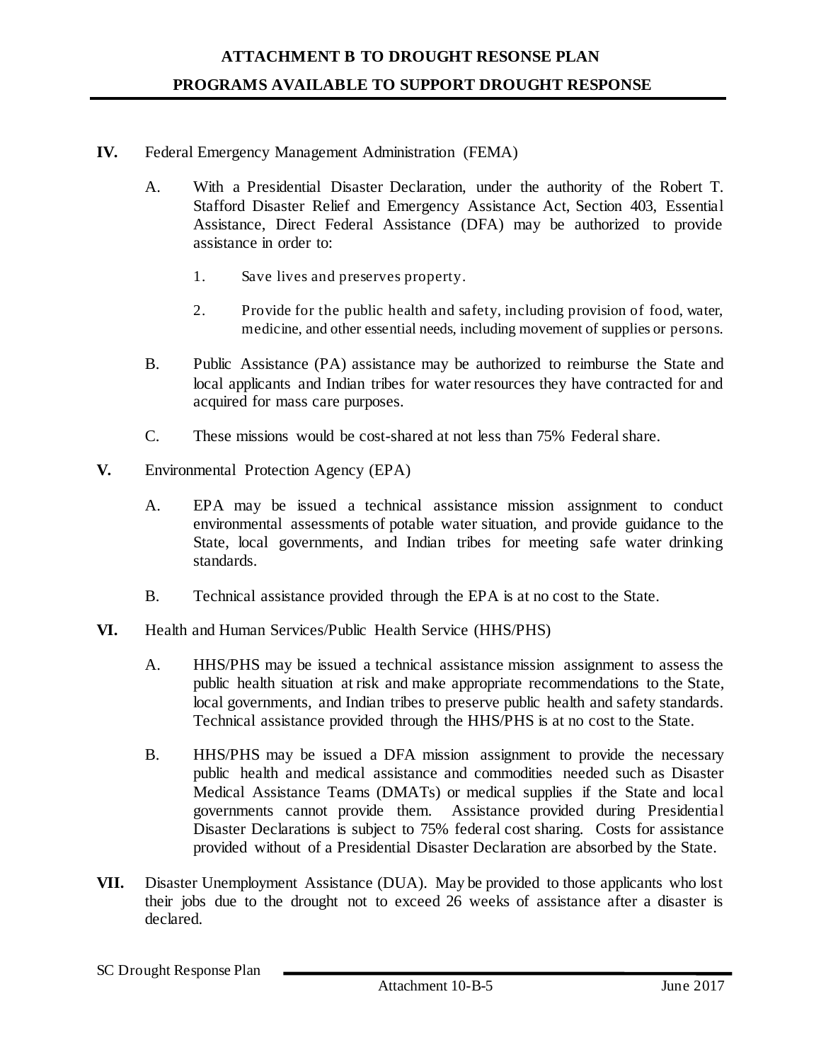**ATTACHMENT B TO DROUGHT RESONSE PLAN**

**PROGRAMS AVAILABLE TO SUPPORT DROUGHT RESPONSE**

**IV.** Federal Emergency Management Administration (FEMA)

A. With a Presidential Disaster Declaration, under the authority of the Robert T. Stafford Disaster Relief and Emergency Assistance Act, Section 403, Essential Assistance, Direct Federal Assistance (DFA) may be authorized to provide assistance in order to:

1. Save lives and preserves property.

2. Provide for the public health and safety, including provision of food, water, medicine, and other essential needs, including movement of supplies or persons.

B. Public Assistance (PA) assistance may be authorized to reimburse the State and local applicants and Indian tribes for water resources they have contracted for and acquired for mass care purposes.

C. These missions would be cost-shared at not less than 75% Federal share.

**V.** Environmental Protection Agency (EPA)

A. EPA may be issued a technical assistance mission assignment to conduct environmental assessments of potable water situation, and provide guidance to the State, local governments, and Indian tribes for meeting safe water drinking standards.

B. Technical assistance provided through the EPA is at no cost to the State.

**VI.** Health and Human Services/Public Health Service (HHS/PHS)

A. HHS/PHS may be issued a technical assistance mission assignment to assess the public health situation at risk and make appropriate recommendations to the State, local governments, and Indian tribes to preserve public health and safety standards. Technical assistance provided through the HHS/PHS is at no cost to the State.

B. HHS/PHS may be issued a DFA mission assignment to provide the necessary public health and medical assistance and commodities needed such as Disaster Medical Assistance Teams (DMATs) or medical supplies if the State and local governments cannot provide them. Assistance provided during Presidential Disaster Declarations is subject to 75% federal cost sharing. Costs for assistance provided without of a Presidential Disaster Declaration are absorbed by the State.

**VII.** Disaster Unemployment Assistance (DUA). May be provided to those applicants who lost their jobs due to the drought not to exceed 26 weeks of assistance after a disaster is declared.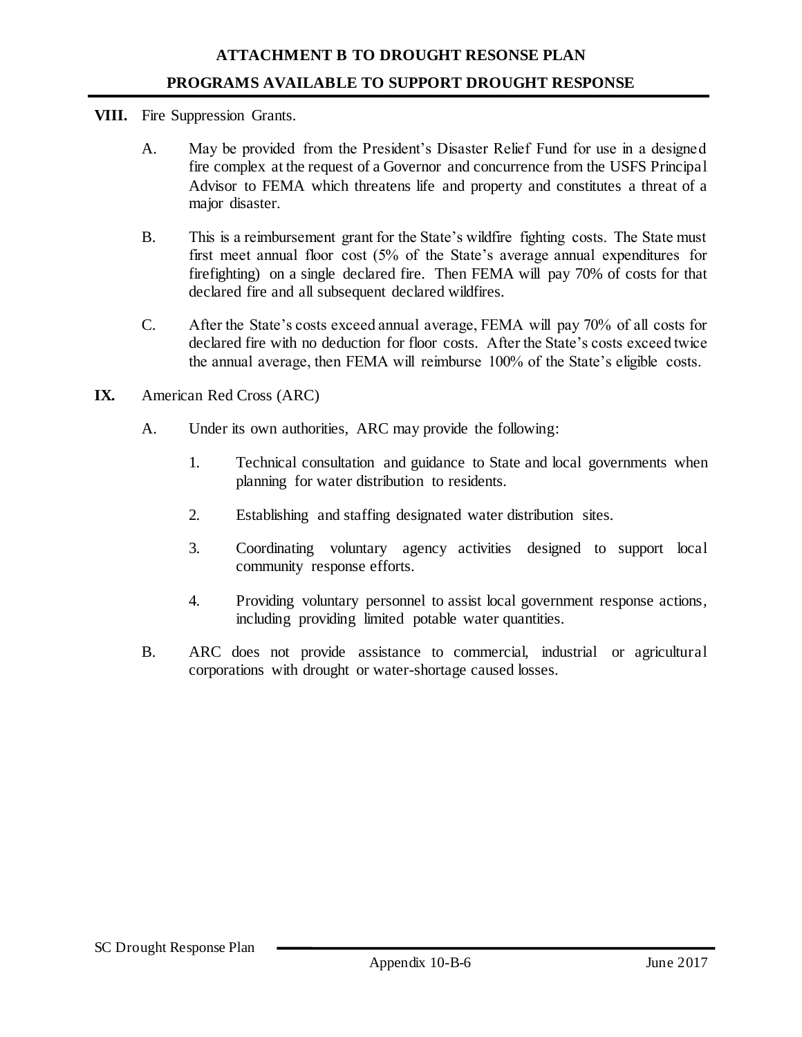**VIII.** Fire Suppression Grants.

A. May be provided from the President's Disaster Relief Fund for use in a designed fire complex at the request of a Governor and concurrence from the USFS Principal Advisor to FEMA which threatens life and property and constitutes a threat of a major disaster.

B. This is a reimbursement grant for the State's wildfire fighting costs. The State must first meet annual floor cost (5% of the State's average annual expenditures for firefighting) on a single declared fire. Then FEMA will pay 70% of costs for that declared fire and all subsequent declared wildfires.

C. After the State's costs exceed annual average, FEMA will pay 70% of all costs for declared fire with no deduction for floor costs. After the State's costs exceed twice the annual average, then FEMA will reimburse 100% of the State's eligible costs.

**IX.** American Red Cross (ARC)

A. Under its own authorities, ARC may provide the following:

1. Technical consultation and guidance to State and local governments when planning for water distribution to residents.

2. Establishing and staffing designated water distribution sites.

3. Coordinating voluntary agency activities designed to support local community response efforts.

4. Providing voluntary personnel to assist local government response actions, including providing limited potable water quantities.

B. ARC does not provide assistance to commercial, industrial or agricultural corporations with drought or water-shortage caused losses.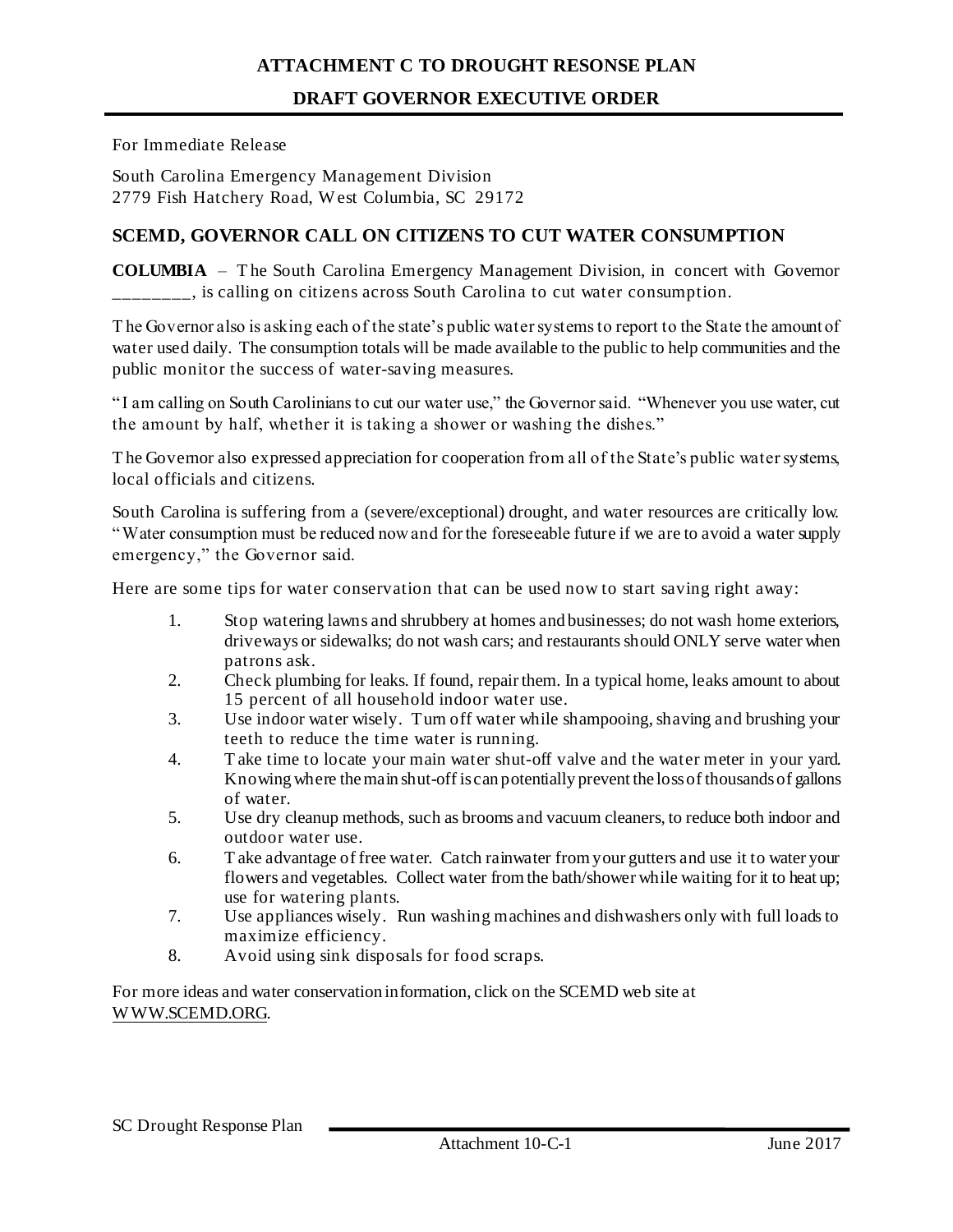**ATTACHMENT C TO DROUGHT RESONSE PLAN**

**DRAFT GOVERNOR EXECUTIVE ORDER**

For Immediate Release

South Carolina Emergency Management Division
2779 Fish Hatchery Road, West Columbia, SC 29172

## SCEMD, GOVERNOR CALL ON CITIZENS TO CUT WATER CONSUMPTION

**COLUMBIA** – The South Carolina Emergency Management Division, in concert with Governor ________, is calling on citizens across South Carolina to cut water consumption.

The Governor also is asking each of the state's public water systems to report to the State the amount of water used daily. The consumption totals will be made available to the public to help communities and the public monitor the success of water-saving measures.

"I am calling on South Carolinians to cut our water use," the Governor said. "Whenever you use water, cut the amount by half, whether it is taking a shower or washing the dishes."

The Governor also expressed appreciation for cooperation from all of the State's public water systems, local officials and citizens.

South Carolina is suffering from a (severe/exceptional) drought, and water resources are critically low. "Water consumption must be reduced now and for the foreseeable future if we are to avoid a water supply emergency," the Governor said.

Here are some tips for water conservation that can be used now to start saving right away:

1. Stop watering lawns and shrubbery at homes and businesses; do not wash home exteriors, driveways or sidewalks; do not wash cars; and restaurants should ONLY serve water when patrons ask.
2. Check plumbing for leaks. If found, repair them. In a typical home, leaks amount to about 15 percent of all household indoor water use.
3. Use indoor water wisely. Turn off water while shampooing, shaving and brushing your teeth to reduce the time water is running.
4. Take time to locate your main water shut-off valve and the water meter in your yard. Knowing where the main shut-off is can potentially prevent the loss of thousands of gallons of water.
5. Use dry cleanup methods, such as brooms and vacuum cleaners, to reduce both indoor and outdoor water use.
6. Take advantage of free water. Catch rainwater from your gutters and use it to water your flowers and vegetables. Collect water from the bath/shower while waiting for it to heat up; use for watering plants.
7. Use appliances wisely. Run washing machines and dishwashers only with full loads to maximize efficiency.
8. Avoid using sink disposals for food scraps.

For more ideas and water conservation information, click on the SCEMD web site at WWW.SCEMD.ORG.